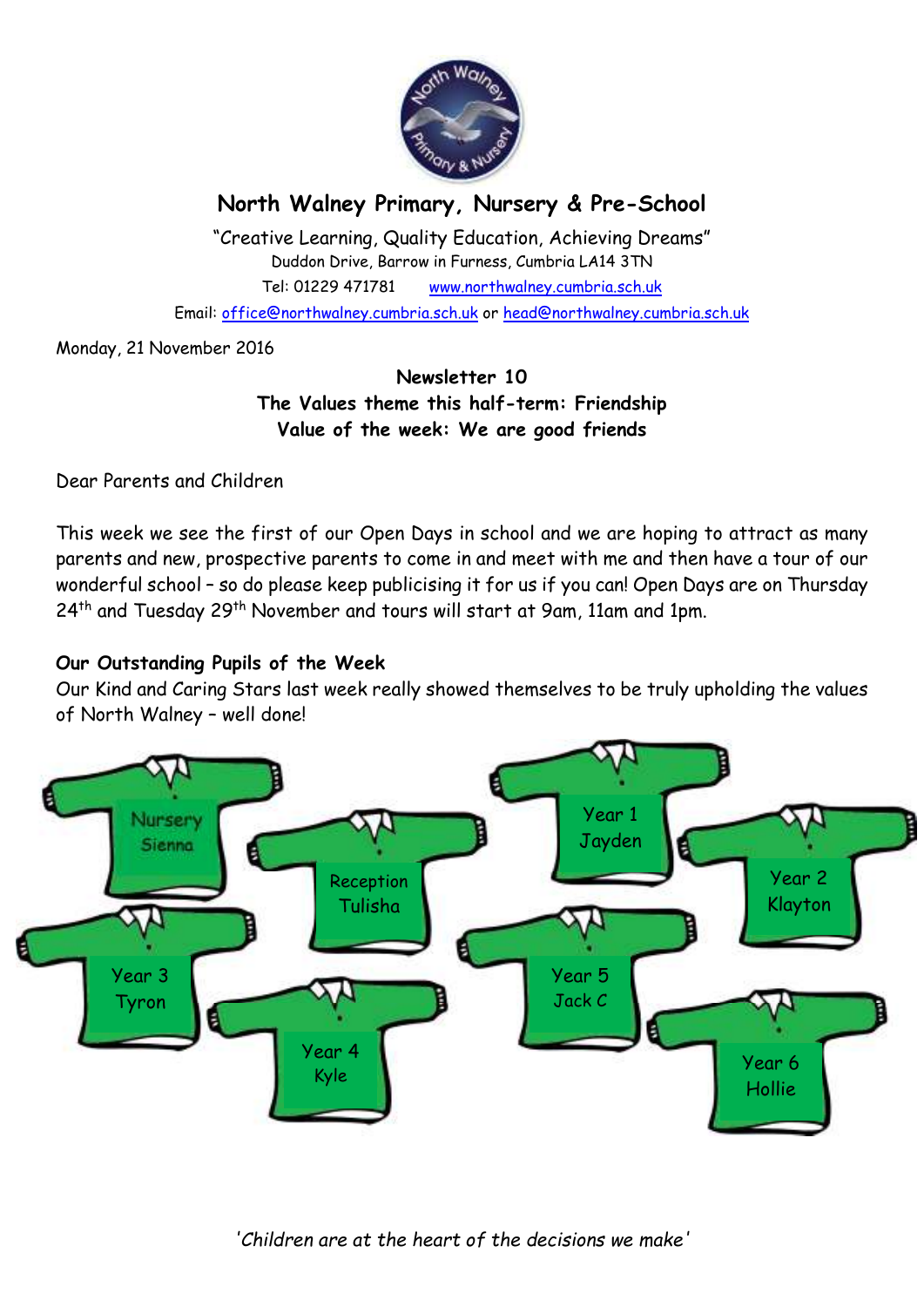# North Walney Primary, Nursery & Pre-School

"Creative Learning, Quality Education, Achieving Dreams"
Duddon Drive, Barrow in Furness, Cumbria LA14 3TN
Tel: 01229 471781 www.northwalney.cumbria.sch.uk
Email: office@northwalney.cumbria.sch.uk or head@northwalney.cumbria.sch.uk

Monday, 21 November 2016

**Newsletter 10**
**The Values theme this half-term: Friendship**
**Value of the week: We are good friends**

Dear Parents and Children

This week we see the first of our Open Days in school and we are hoping to attract as many parents and new, prospective parents to come in and meet with me and then have a tour of our wonderful school – so do please keep publicising it for us if you can! Open Days are on Thursday 24th and Tuesday 29th November and tours will start at 9am, 11am and 1pm.

**Our Outstanding Pupils of the Week**

Our Kind and Caring Stars last week really showed themselves to be truly upholding the values of North Walney – well done!

- Nursery – Sienna
- Reception – Tulisha
- Year 1 – Jayden
- Year 2 – Klayton
- Year 3 – Tyron
- Year 4 – Kyle
- Year 5 – Jack C
- Year 6 – Hollie

*'Children are at the heart of the decisions we make'*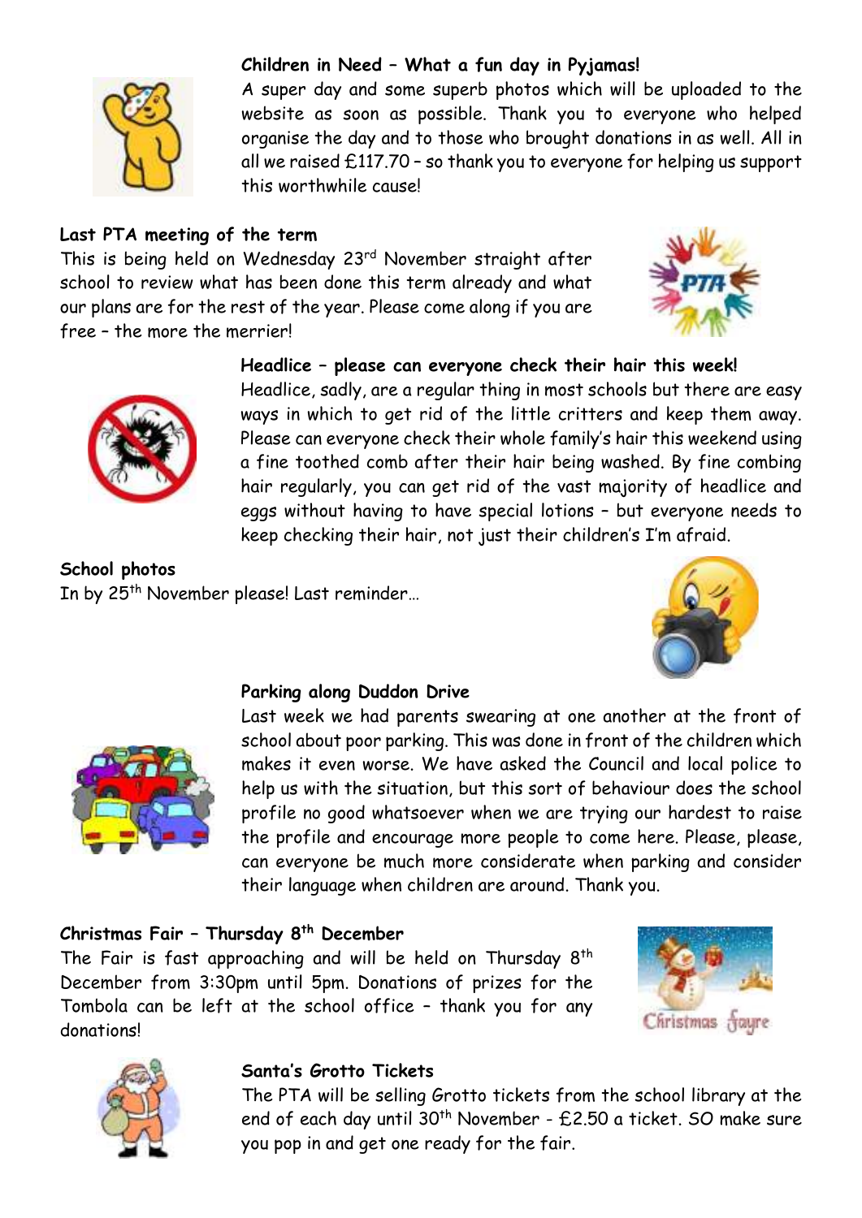**Children in Need – What a fun day in Pyjamas!**

A super day and some superb photos which will be uploaded to the website as soon as possible. Thank you to everyone who helped organise the day and to those who brought donations in as well. All in all we raised £117.70 – so thank you to everyone for helping us support this worthwhile cause!

**Last PTA meeting of the term**

This is being held on Wednesday 23rd November straight after school to review what has been done this term already and what our plans are for the rest of the year. Please come along if you are free – the more the merrier!

**Headlice – please can everyone check their hair this week!**

Headlice, sadly, are a regular thing in most schools but there are easy ways in which to get rid of the little critters and keep them away. Please can everyone check their whole family's hair this weekend using a fine toothed comb after their hair being washed. By fine combing hair regularly, you can get rid of the vast majority of headlice and eggs without having to have special lotions – but everyone needs to keep checking their hair, not just their children's I'm afraid.

**School photos**

In by 25th November please! Last reminder…

**Parking along Duddon Drive**

Last week we had parents swearing at one another at the front of school about poor parking. This was done in front of the children which makes it even worse. We have asked the Council and local police to help us with the situation, but this sort of behaviour does the school profile no good whatsoever when we are trying our hardest to raise the profile and encourage more people to come here. Please, please, can everyone be much more considerate when parking and consider their language when children are around. Thank you.

**Christmas Fair – Thursday 8th December**

The Fair is fast approaching and will be held on Thursday 8th December from 3:30pm until 5pm. Donations of prizes for the Tombola can be left at the school office – thank you for any donations!

**Santa's Grotto Tickets**

The PTA will be selling Grotto tickets from the school library at the end of each day until 30th November - £2.50 a ticket. SO make sure you pop in and get one ready for the fair.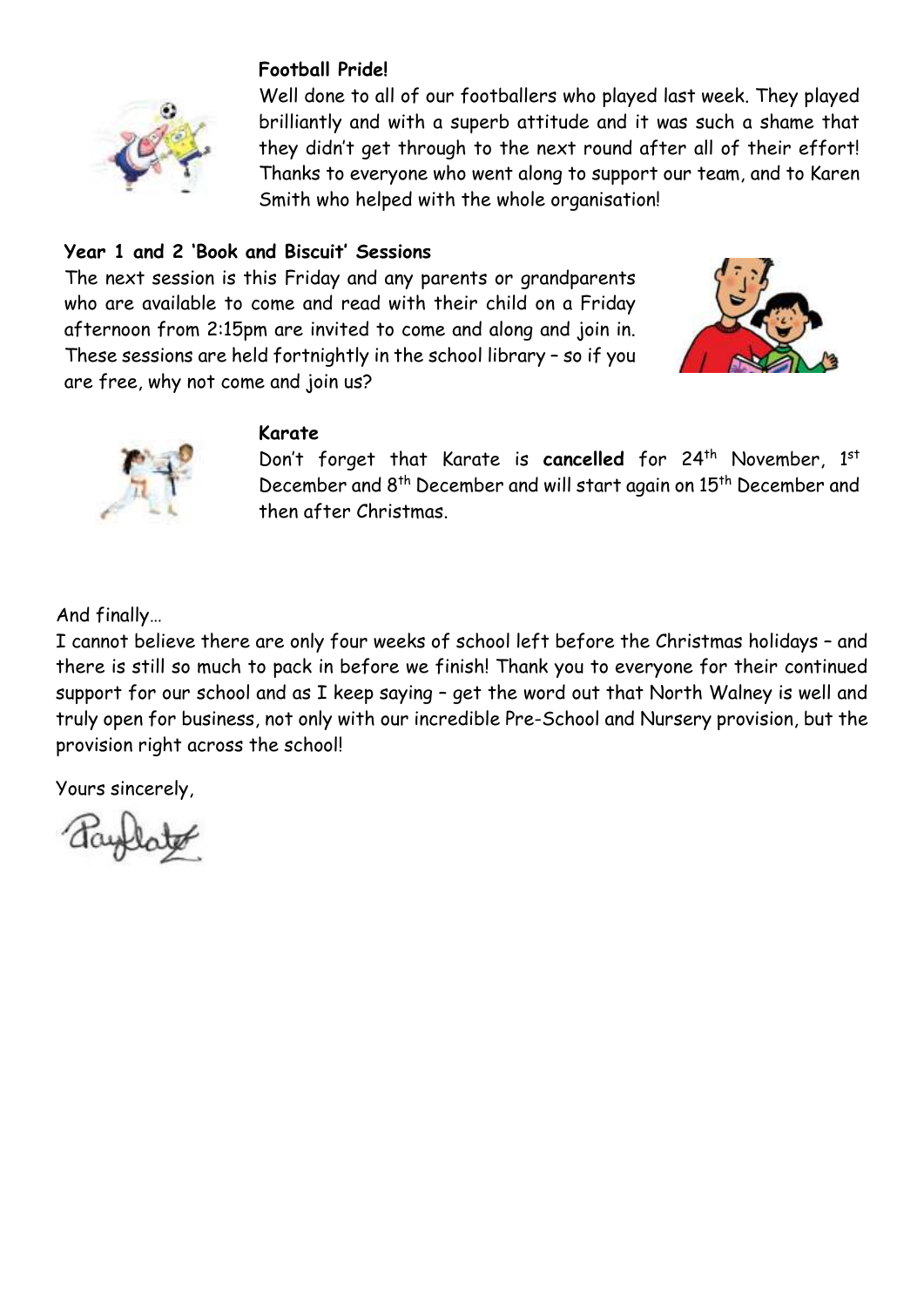**Football Pride!**

Well done to all of our footballers who played last week. They played brilliantly and with a superb attitude and it was such a shame that they didn't get through to the next round after all of their effort! Thanks to everyone who went along to support our team, and to Karen Smith who helped with the whole organisation!

**Year 1 and 2 'Book and Biscuit' Sessions**

The next session is this Friday and any parents or grandparents who are available to come and read with their child on a Friday afternoon from 2:15pm are invited to come and along and join in. These sessions are held fortnightly in the school library – so if you are free, why not come and join us?

**Karate**

Don't forget that Karate is **cancelled** for 24th November, 1st December and 8th December and will start again on 15th December and then after Christmas.

And finally…

I cannot believe there are only four weeks of school left before the Christmas holidays – and there is still so much to pack in before we finish! Thank you to everyone for their continued support for our school and as I keep saying – get the word out that North Walney is well and truly open for business, not only with our incredible Pre-School and Nursery provision, but the provision right across the school!

Yours sincerely,